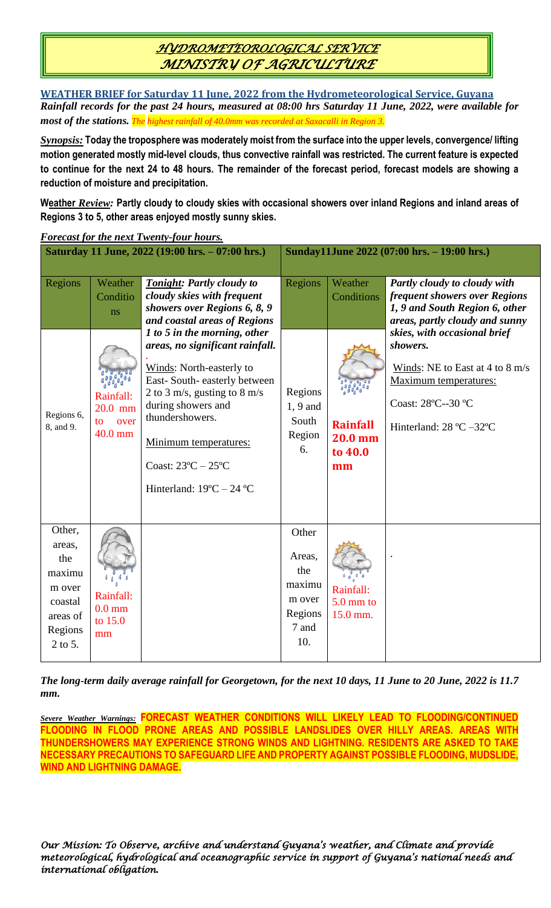# *HYDROMETEOROLOGICAL SERVICE*
# *MINISTRY OF AGRICULTURE*

**WEATHER BRIEF for Saturday 11 June, 2022 from the Hydrometeorological Service, Guyana**

***Rainfall records for the past 24 hours, measured at 08:00 hrs Saturday 11 June, 2022, were available for most of the stations.*** *The highest rainfall of 40.0mm was recorded at Saxacalli in Region 3.*

***Synopsis:*** **Today the troposphere was moderately moist from the surface into the upper levels, convergence/ lifting motion generated mostly mid-level clouds, thus convective rainfall was restricted. The current feature is expected to continue for the next 24 to 48 hours. The remainder of the forecast period, forecast models are showing a reduction of moisture and precipitation.**

**Weather *Review:*** **Partly cloudy to cloudy skies with occasional showers over inland Regions and inland areas of Regions 3 to 5, other areas enjoyed mostly sunny skies.**

***Forecast for the next Twenty-four hours.***

| Saturday 11 June, 2022 (19:00 hrs. – 07:00 hrs.) | | | Sunday11June 2022 (07:00 hrs. – 19:00 hrs.) | | |
|---|---|---|---|---|---|
| Regions | Weather Conditions | ***Tonight:*** ***Partly cloudy to cloudy skies with frequent showers over Regions 6, 8, 9 and coastal areas of Regions 1 to 5 in the morning, other areas, no significant rainfall.*** Winds: North-easterly to East- South- easterly between 2 to 3 m/s, gusting to 8 m/s during showers and thundershowers. Minimum temperatures: Coast: 23ºC – 25ºC Hinterland: 19ºC – 24 ºC | Regions | Weather Conditions | ***Partly cloudy to cloudy with frequent showers over Regions 1, 9 and South Region 6, other areas, partly cloudy and sunny skies, with occasional brief showers.*** Winds: NE to East at 4 to 8 m/s Maximum temperatures: Coast: 28ºC--30 ºC Hinterland: 28 ºC –32ºC |
| Regions 6, 8, and 9. | Rainfall: 20.0 mm to over 40.0 mm | | Regions 1, 9 and South Region 6. | **Rainfall 20.0 mm to 40.0 mm** | |
| Other, areas, the maximum over coastal areas of Regions 2 to 5. | Rainfall: 0.0 mm to 15.0 mm | | Other Areas, the maximum over Regions 7 and 10. | Rainfall: 5.0 mm to 15.0 mm. | . |

***The long-term daily average rainfall for Georgetown, for the next 10 days, 11 June to 20 June, 2022 is 11.7 mm.***

***Severe Weather Warnings:*** **FORECAST WEATHER CONDITIONS WILL LIKELY LEAD TO FLOODING/CONTINUED FLOODING IN FLOOD PRONE AREAS AND POSSIBLE LANDSLIDES OVER HILLY AREAS. AREAS WITH THUNDERSHOWERS MAY EXPERIENCE STRONG WINDS AND LIGHTNING. RESIDENTS ARE ASKED TO TAKE NECESSARY PRECAUTIONS TO SAFEGUARD LIFE AND PROPERTY AGAINST POSSIBLE FLOODING, MUDSLIDE, WIND AND LIGHTNING DAMAGE.**

*Our Mission: To Observe, archive and understand Guyana's weather, and Climate and provide meteorological, hydrological and oceanographic service in support of Guyana's national needs and international obligation.*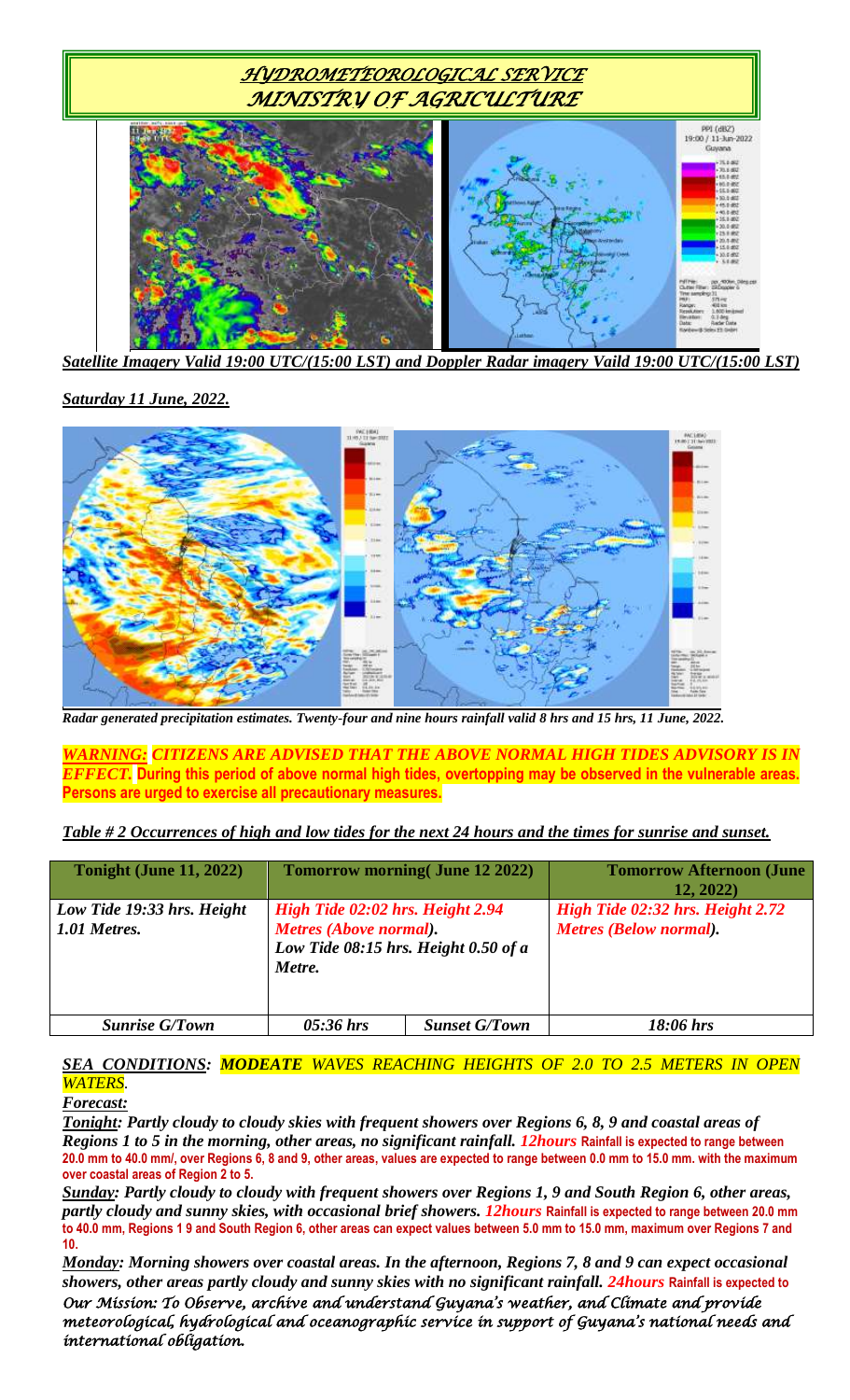# *HYDROMETEOROLOGICAL SERVICE*
# *MINISTRY OF AGRICULTURE*

***Satellite Imagery Valid 19:00 UTC/(15:00 LST) and Doppler Radar imagery Vaild 19:00 UTC/(15:00 LST)***

***Saturday 11 June, 2022.***

***Radar generated precipitation estimates. Twenty-four and nine hours rainfall valid 8 hrs and 15 hrs, 11 June, 2022.***

***WARNING: CITIZENS ARE ADVISED THAT THE ABOVE NORMAL HIGH TIDES ADVISORY IS IN EFFECT.*** **During this period of above normal high tides, overtopping may be observed in the vulnerable areas. Persons are urged to exercise all precautionary measures.**

***Table # 2 Occurrences of high and low tides for the next 24 hours and the times for sunrise and sunset.***

| **Tonight (June 11, 2022)** | **Tomorrow morning( June 12 2022)** | | **Tomorrow Afternoon (June 12, 2022)** |
|---|---|---|---|
| ***Low Tide 19:33 hrs. Height 1.01 Metres.*** | ***High Tide 02:02 hrs. Height 2.94 Metres (Above normal). Low Tide 08:15 hrs. Height 0.50 of a Metre.*** | | ***High Tide 02:32 hrs. Height 2.72 Metres (Below normal).*** |
| ***Sunrise G/Town*** | ***05:36 hrs*** | ***Sunset G/Town*** | ***18:06 hrs*** |

***SEA CONDITIONS: MODEATE WAVES REACHING HEIGHTS OF 2.0 TO 2.5 METERS IN OPEN WATERS.***

***Forecast:***

***Tonight: Partly cloudy to cloudy skies with frequent showers over Regions 6, 8, 9 and coastal areas of Regions 1 to 5 in the morning, other areas, no significant rainfall. 12hours*** **Rainfall is expected to range between 20.0 mm to 40.0 mm/, over Regions 6, 8 and 9, other areas, values are expected to range between 0.0 mm to 15.0 mm. with the maximum over coastal areas of Region 2 to 5.**

***Sunday: Partly cloudy to cloudy with frequent showers over Regions 1, 9 and South Region 6, other areas, partly cloudy and sunny skies, with occasional brief showers. 12hours*** **Rainfall is expected to range between 20.0 mm to 40.0 mm, Regions 1 9 and South Region 6, other areas can expect values between 5.0 mm to 15.0 mm, maximum over Regions 7 and 10.**

***Monday: Morning showers over coastal areas. In the afternoon, Regions 7, 8 and 9 can expect occasional showers, other areas partly cloudy and sunny skies with no significant rainfall. 24hours*** **Rainfall is expected to**

*Our Mission: To Observe, archive and understand Guyana's weather, and Climate and provide meteorological, hydrological and oceanographic service in support of Guyana's national needs and international obligation.*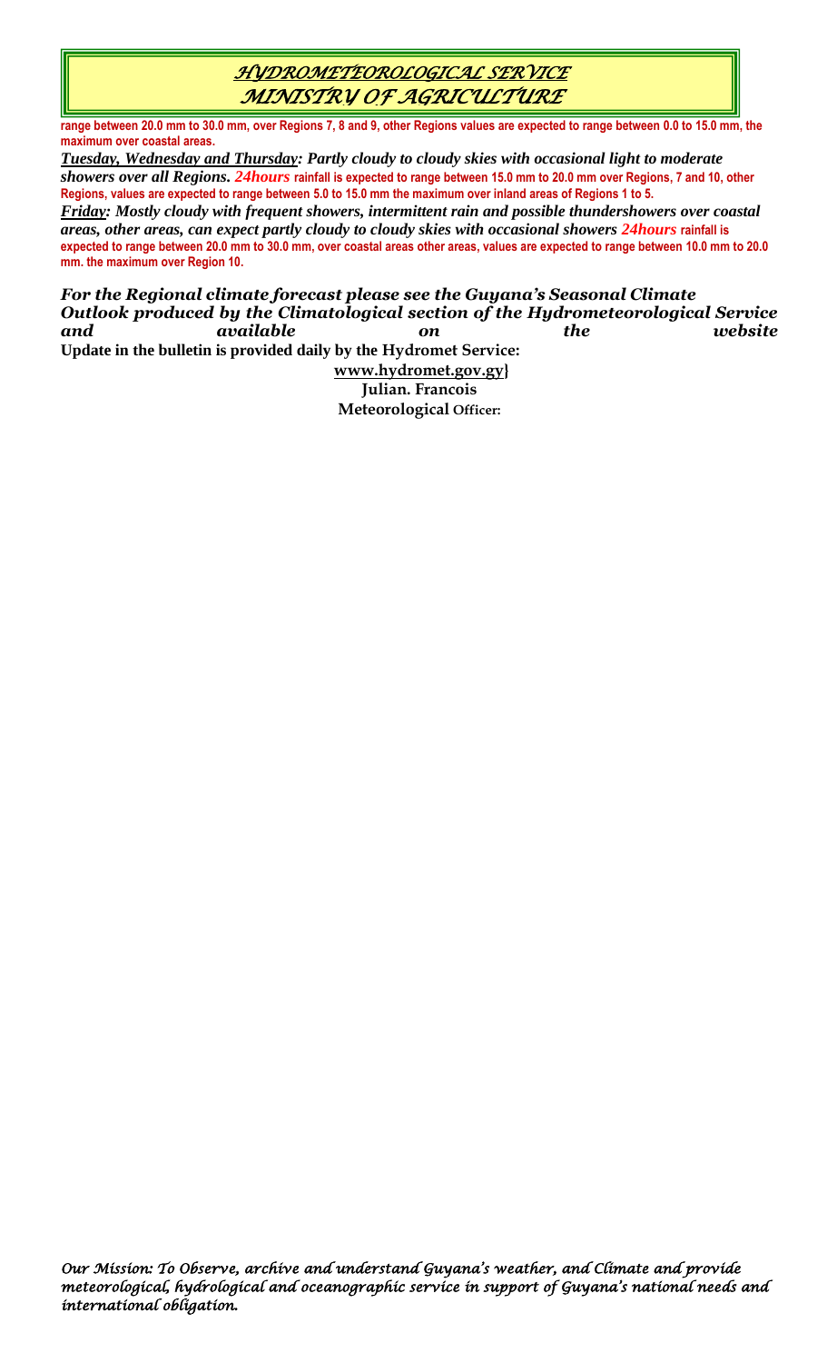# *HYDROMETEOROLOGICAL SERVICE*
# *MINISTRY OF AGRICULTURE*

**range between 20.0 mm to 30.0 mm, over Regions 7, 8 and 9, other Regions values are expected to range between 0.0 to 15.0 mm, the maximum over coastal areas.**

***Tuesday, Wednesday and Thursday:*** ***Partly cloudy to cloudy skies with occasional light to moderate showers over all Regions.*** ***24hours*** **rainfall is expected to range between 15.0 mm to 20.0 mm over Regions, 7 and 10, other Regions, values are expected to range between 5.0 to 15.0 mm the maximum over inland areas of Regions 1 to 5.**

***Friday:*** ***Mostly cloudy with frequent showers, intermittent rain and possible thundershowers over coastal areas, other areas, can expect partly cloudy to cloudy skies with occasional showers*** ***24hours*** **rainfall is expected to range between 20.0 mm to 30.0 mm, over coastal areas other areas, values are expected to range between 10.0 mm to 20.0 mm. the maximum over Region 10.**

***For the Regional climate forecast please see the Guyana's Seasonal Climate Outlook produced by the Climatological section of the Hydrometeorological Service and available on the website***

**Update in the bulletin is provided daily by the Hydromet Service:**

**www.hydromet.gov.gy}**

**Julian. Francois**

**Meteorological Officer:**

*Our Mission: To Observe, archive and understand Guyana's weather, and Climate and provide meteorological, hydrological and oceanographic service in support of Guyana's national needs and international obligation.*